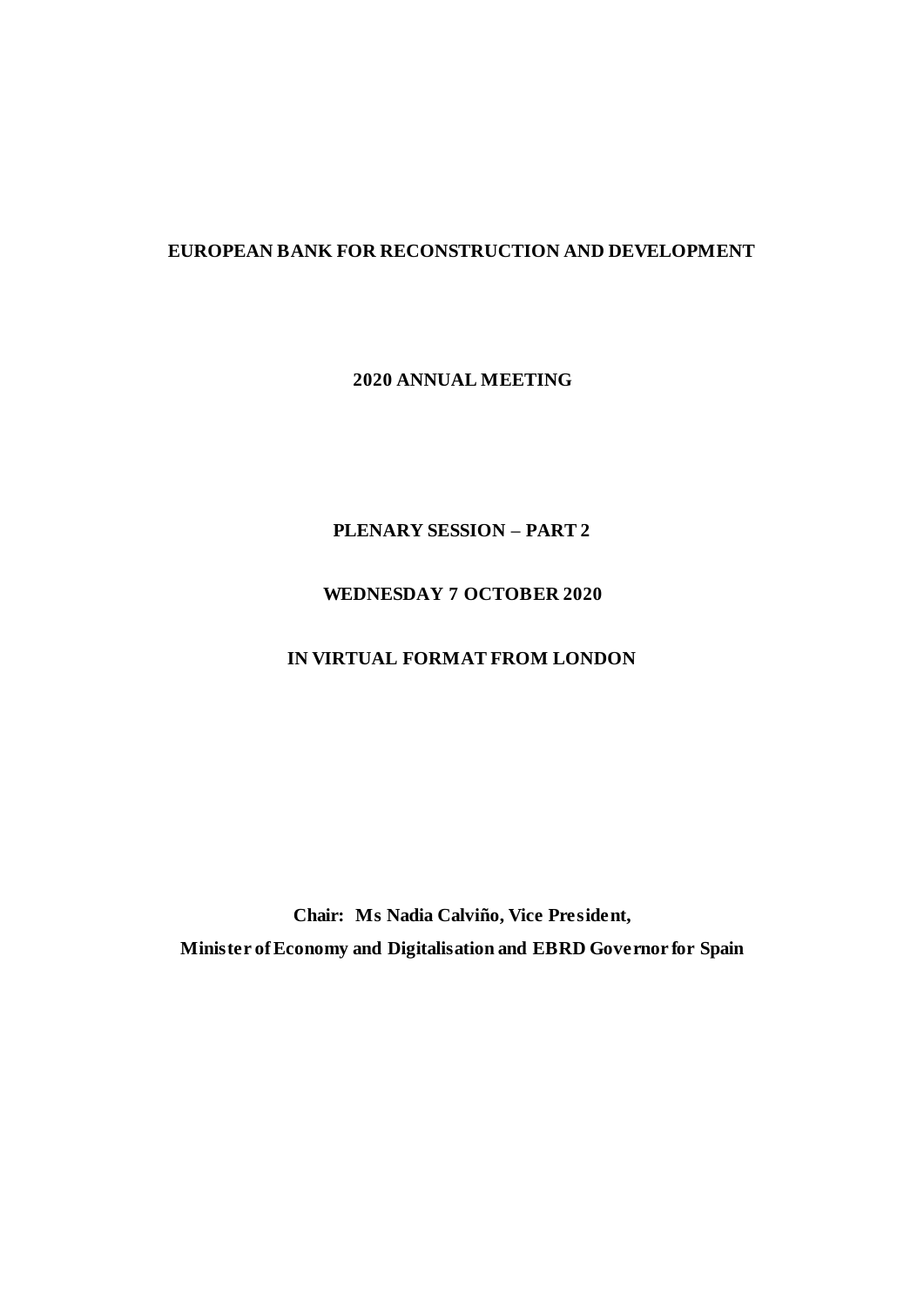# EUROPEAN BANK FOR RECONSTRUCTION AND DEVELOPMENT

## 2020 ANNUAL MEETING

## PLENARY SESSION – PART 2

## WEDNESDAY 7 OCTOBER 2020

## IN VIRTUAL FORMAT FROM LONDON

**Chair: Ms Nadia Calviño, Vice President,**
**Minister of Economy and Digitalisation and EBRD Governor for Spain**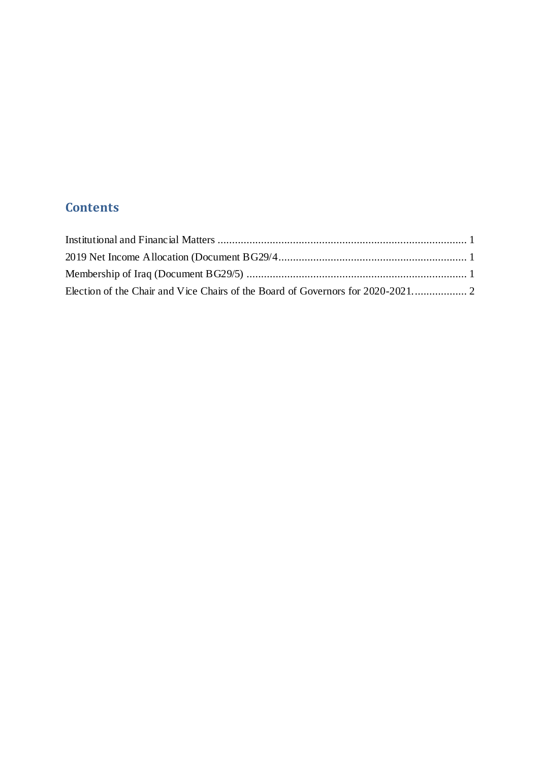## Contents

Institutional and Financial Matters ........................................................................................ 1

2019 Net Income Allocation (Document BG29/4.................................................................. 1

Membership of Iraq (Document BG29/5) ............................................................................ 1

Election of the Chair and Vice Chairs of the Board of Governors for 2020-2021................... 2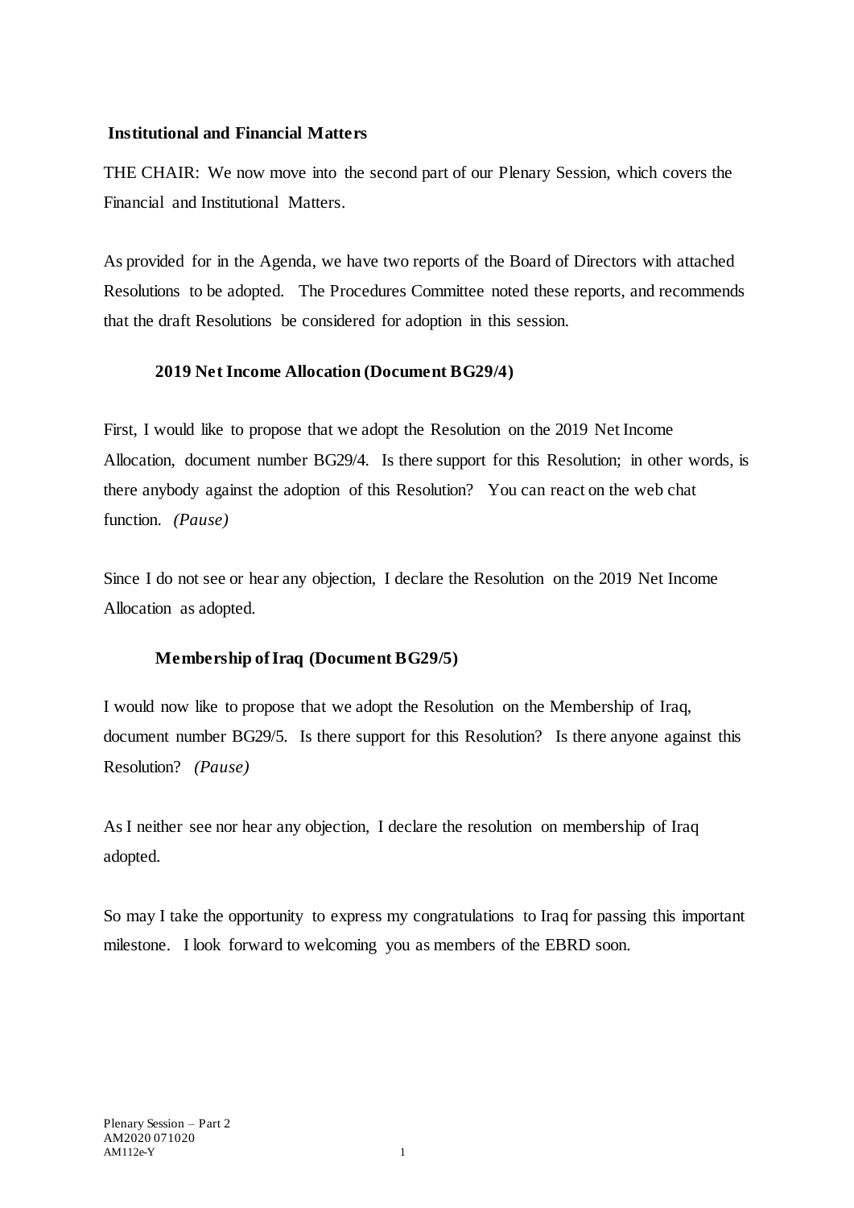## Institutional and Financial Matters

THE CHAIR: We now move into the second part of our Plenary Session, which covers the Financial and Institutional Matters.

As provided for in the Agenda, we have two reports of the Board of Directors with attached Resolutions to be adopted. The Procedures Committee noted these reports, and recommends that the draft Resolutions be considered for adoption in this session.

### 2019 Net Income Allocation (Document BG29/4)

First, I would like to propose that we adopt the Resolution on the 2019 Net Income Allocation, document number BG29/4. Is there support for this Resolution; in other words, is there anybody against the adoption of this Resolution? You can react on the web chat function. *(Pause)*

Since I do not see or hear any objection, I declare the Resolution on the 2019 Net Income Allocation as adopted.

### Membership of Iraq (Document BG29/5)

I would now like to propose that we adopt the Resolution on the Membership of Iraq, document number BG29/5. Is there support for this Resolution? Is there anyone against this Resolution? *(Pause)*

As I neither see nor hear any objection, I declare the resolution on membership of Iraq adopted.

So may I take the opportunity to express my congratulations to Iraq for passing this important milestone. I look forward to welcoming you as members of the EBRD soon.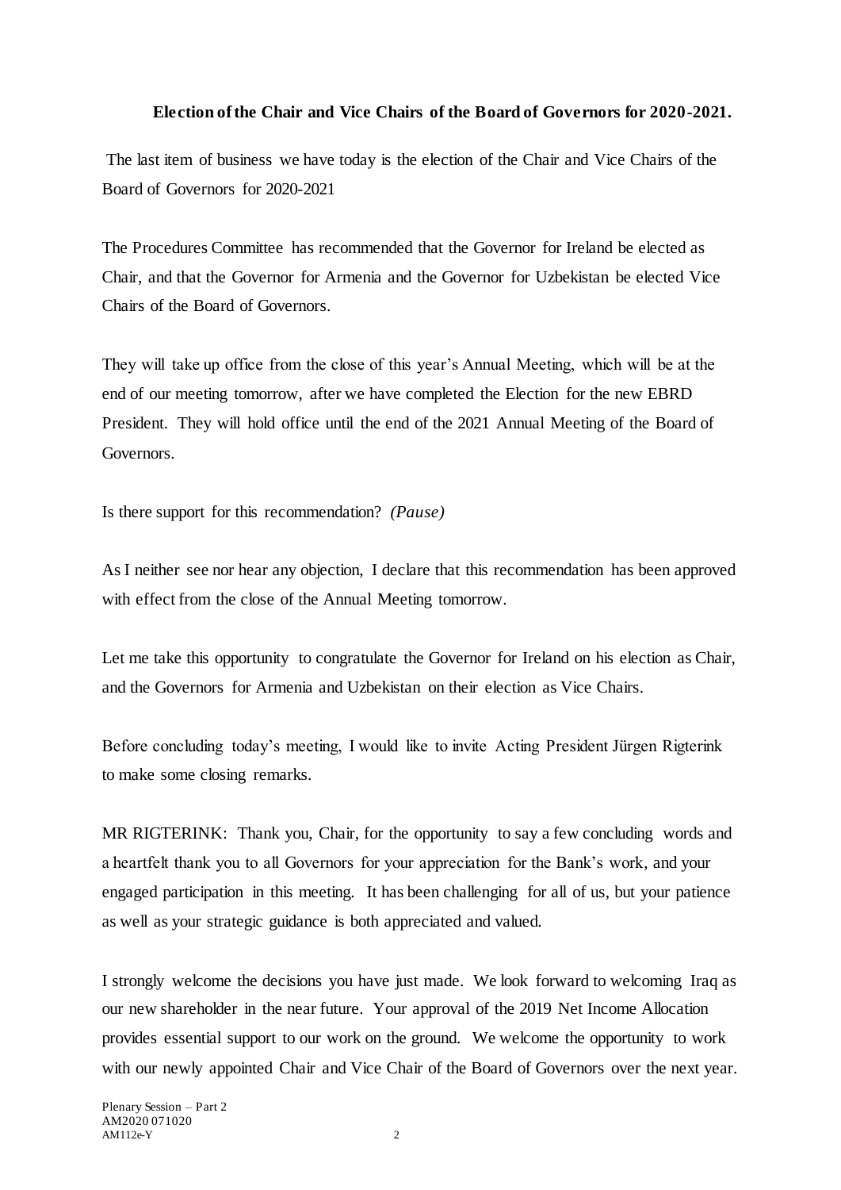**Election of the Chair and Vice Chairs of the Board of Governors for 2020-2021.**

The last item of business we have today is the election of the Chair and Vice Chairs of the Board of Governors for 2020-2021

The Procedures Committee has recommended that the Governor for Ireland be elected as Chair, and that the Governor for Armenia and the Governor for Uzbekistan be elected Vice Chairs of the Board of Governors.

They will take up office from the close of this year's Annual Meeting, which will be at the end of our meeting tomorrow, after we have completed the Election for the new EBRD President. They will hold office until the end of the 2021 Annual Meeting of the Board of Governors.

Is there support for this recommendation? *(Pause)*

As I neither see nor hear any objection, I declare that this recommendation has been approved with effect from the close of the Annual Meeting tomorrow.

Let me take this opportunity to congratulate the Governor for Ireland on his election as Chair, and the Governors for Armenia and Uzbekistan on their election as Vice Chairs.

Before concluding today's meeting, I would like to invite Acting President Jürgen Rigterink to make some closing remarks.

MR RIGTERINK: Thank you, Chair, for the opportunity to say a few concluding words and a heartfelt thank you to all Governors for your appreciation for the Bank's work, and your engaged participation in this meeting. It has been challenging for all of us, but your patience as well as your strategic guidance is both appreciated and valued.

I strongly welcome the decisions you have just made. We look forward to welcoming Iraq as our new shareholder in the near future. Your approval of the 2019 Net Income Allocation provides essential support to our work on the ground. We welcome the opportunity to work with our newly appointed Chair and Vice Chair of the Board of Governors over the next year.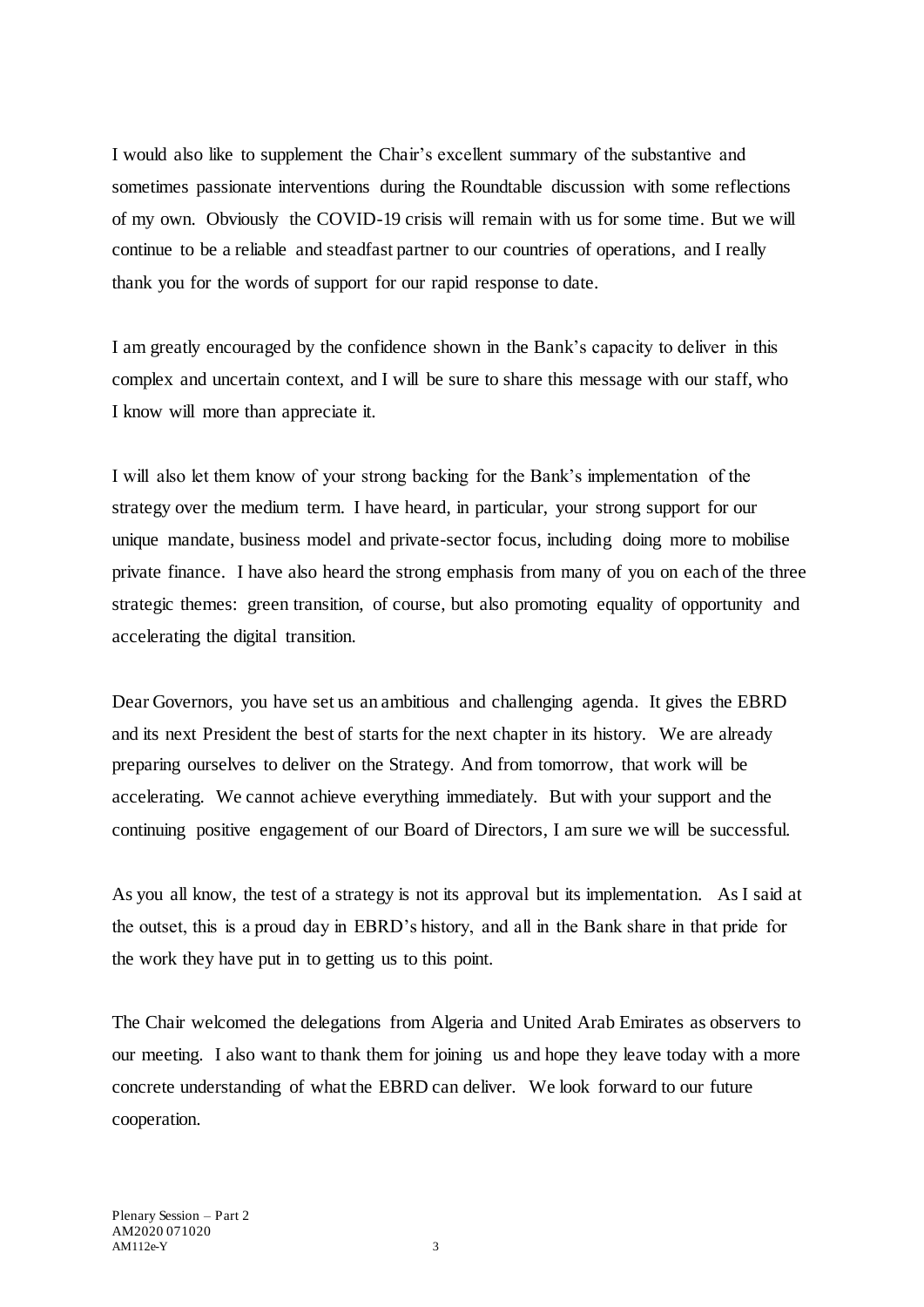I would also like to supplement the Chair's excellent summary of the substantive and sometimes passionate interventions during the Roundtable discussion with some reflections of my own. Obviously the COVID-19 crisis will remain with us for some time. But we will continue to be a reliable and steadfast partner to our countries of operations, and I really thank you for the words of support for our rapid response to date.

I am greatly encouraged by the confidence shown in the Bank's capacity to deliver in this complex and uncertain context, and I will be sure to share this message with our staff, who I know will more than appreciate it.

I will also let them know of your strong backing for the Bank's implementation of the strategy over the medium term. I have heard, in particular, your strong support for our unique mandate, business model and private-sector focus, including doing more to mobilise private finance. I have also heard the strong emphasis from many of you on each of the three strategic themes: green transition, of course, but also promoting equality of opportunity and accelerating the digital transition.

Dear Governors, you have set us an ambitious and challenging agenda. It gives the EBRD and its next President the best of starts for the next chapter in its history. We are already preparing ourselves to deliver on the Strategy. And from tomorrow, that work will be accelerating. We cannot achieve everything immediately. But with your support and the continuing positive engagement of our Board of Directors, I am sure we will be successful.

As you all know, the test of a strategy is not its approval but its implementation. As I said at the outset, this is a proud day in EBRD's history, and all in the Bank share in that pride for the work they have put in to getting us to this point.

The Chair welcomed the delegations from Algeria and United Arab Emirates as observers to our meeting. I also want to thank them for joining us and hope they leave today with a more concrete understanding of what the EBRD can deliver. We look forward to our future cooperation.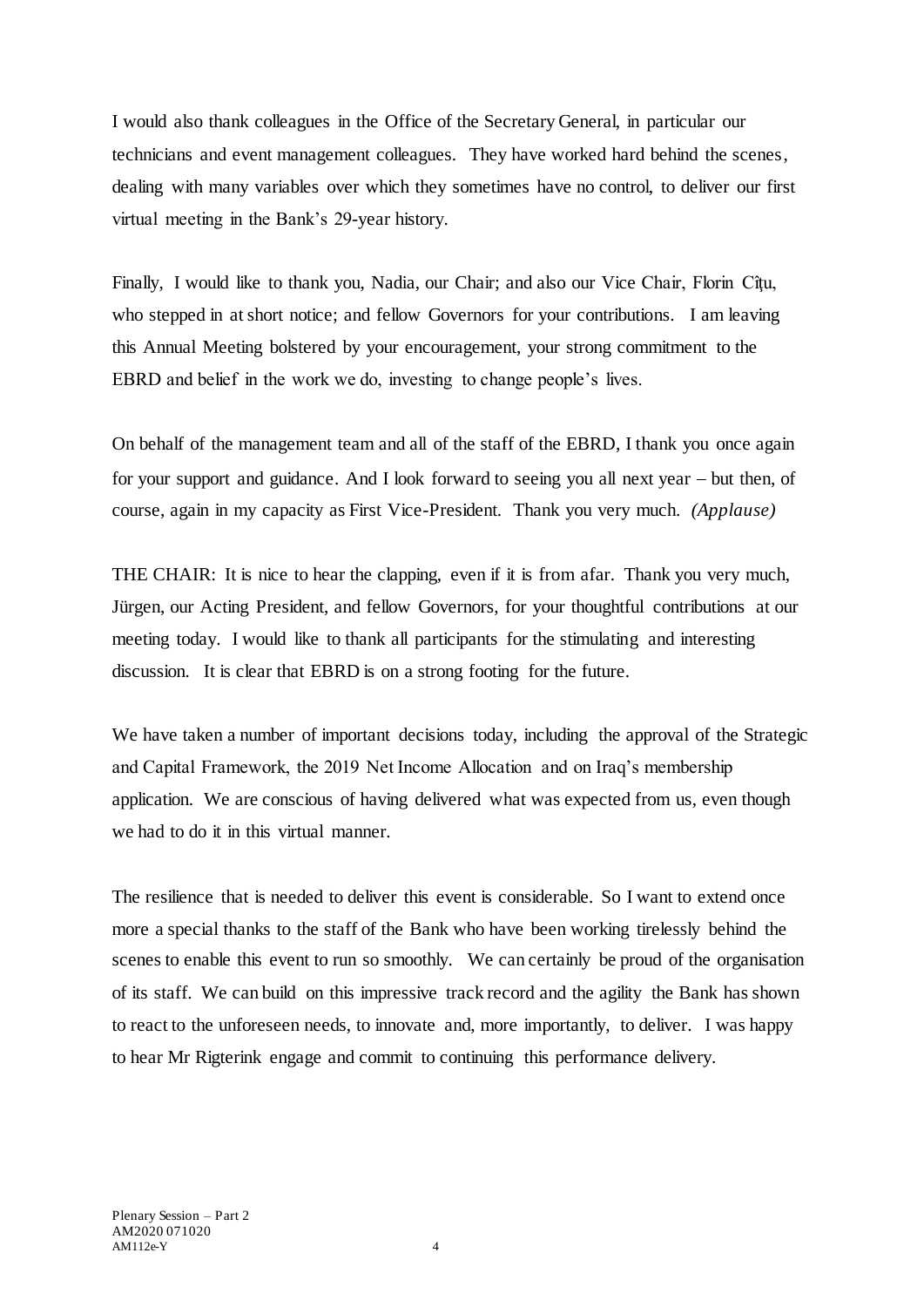I would also thank colleagues in the Office of the Secretary General, in particular our technicians and event management colleagues. They have worked hard behind the scenes, dealing with many variables over which they sometimes have no control, to deliver our first virtual meeting in the Bank's 29-year history.

Finally, I would like to thank you, Nadia, our Chair; and also our Vice Chair, Florin Cîțu, who stepped in at short notice; and fellow Governors for your contributions. I am leaving this Annual Meeting bolstered by your encouragement, your strong commitment to the EBRD and belief in the work we do, investing to change people's lives.

On behalf of the management team and all of the staff of the EBRD, I thank you once again for your support and guidance. And I look forward to seeing you all next year – but then, of course, again in my capacity as First Vice-President. Thank you very much. *(Applause)*

THE CHAIR: It is nice to hear the clapping, even if it is from afar. Thank you very much, Jürgen, our Acting President, and fellow Governors, for your thoughtful contributions at our meeting today. I would like to thank all participants for the stimulating and interesting discussion. It is clear that EBRD is on a strong footing for the future.

We have taken a number of important decisions today, including the approval of the Strategic and Capital Framework, the 2019 Net Income Allocation and on Iraq's membership application. We are conscious of having delivered what was expected from us, even though we had to do it in this virtual manner.

The resilience that is needed to deliver this event is considerable. So I want to extend once more a special thanks to the staff of the Bank who have been working tirelessly behind the scenes to enable this event to run so smoothly. We can certainly be proud of the organisation of its staff. We can build on this impressive track record and the agility the Bank has shown to react to the unforeseen needs, to innovate and, more importantly, to deliver. I was happy to hear Mr Rigterink engage and commit to continuing this performance delivery.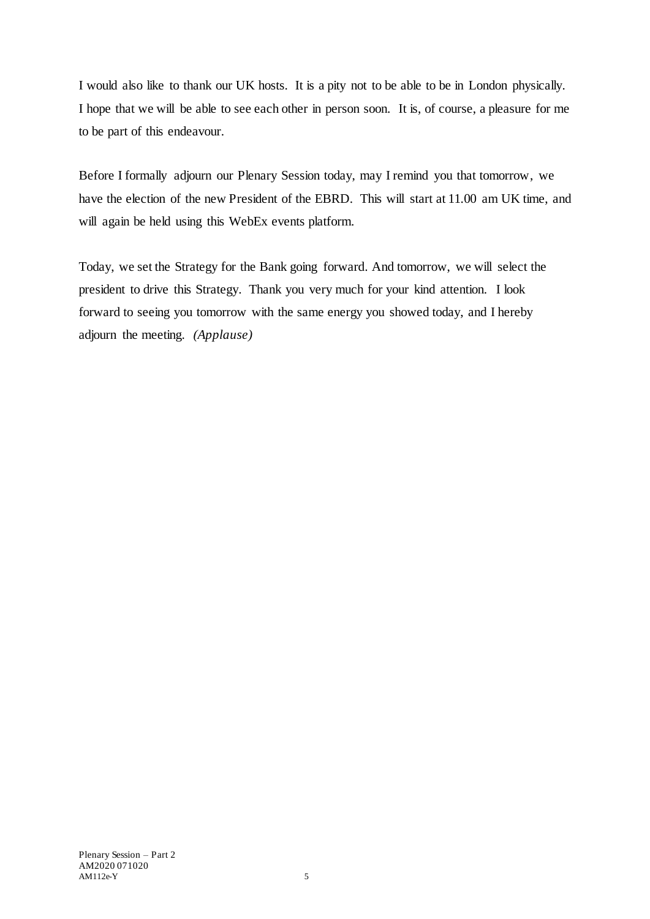I would also like to thank our UK hosts. It is a pity not to be able to be in London physically. I hope that we will be able to see each other in person soon. It is, of course, a pleasure for me to be part of this endeavour.

Before I formally adjourn our Plenary Session today, may I remind you that tomorrow, we have the election of the new President of the EBRD. This will start at 11.00 am UK time, and will again be held using this WebEx events platform.

Today, we set the Strategy for the Bank going forward. And tomorrow, we will select the president to drive this Strategy. Thank you very much for your kind attention. I look forward to seeing you tomorrow with the same energy you showed today, and I hereby adjourn the meeting. *(Applause)*